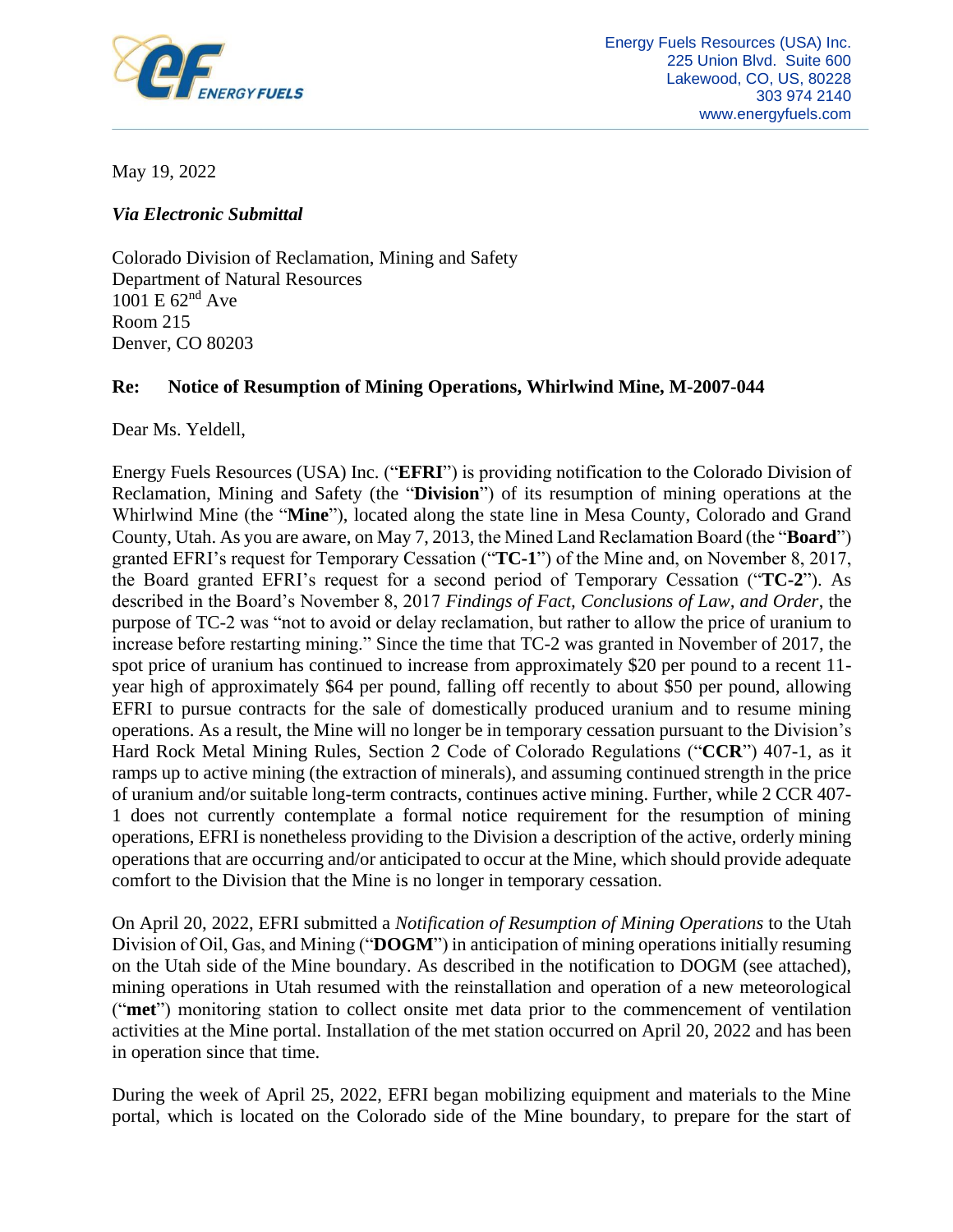Energy Fuels Resources (USA) Inc.
225 Union Blvd. Suite 600
Lakewood, CO, US, 80228
303 974 2140
www.energyfuels.com

May 19, 2022

***Via Electronic Submittal***

Colorado Division of Reclamation, Mining and Safety
Department of Natural Resources
1001 E 62nd Ave
Room 215
Denver, CO 80203

**Re: Notice of Resumption of Mining Operations, Whirlwind Mine, M-2007-044**

Dear Ms. Yeldell,

Energy Fuels Resources (USA) Inc. ("**EFRI**") is providing notification to the Colorado Division of Reclamation, Mining and Safety (the "**Division**") of its resumption of mining operations at the Whirlwind Mine (the "**Mine**"), located along the state line in Mesa County, Colorado and Grand County, Utah. As you are aware, on May 7, 2013, the Mined Land Reclamation Board (the "**Board**") granted EFRI's request for Temporary Cessation ("**TC-1**") of the Mine and, on November 8, 2017, the Board granted EFRI's request for a second period of Temporary Cessation ("**TC-2**"). As described in the Board's November 8, 2017 *Findings of Fact, Conclusions of Law, and Order*, the purpose of TC-2 was "not to avoid or delay reclamation, but rather to allow the price of uranium to increase before restarting mining." Since the time that TC-2 was granted in November of 2017, the spot price of uranium has continued to increase from approximately $20 per pound to a recent 11-year high of approximately $64 per pound, falling off recently to about $50 per pound, allowing EFRI to pursue contracts for the sale of domestically produced uranium and to resume mining operations. As a result, the Mine will no longer be in temporary cessation pursuant to the Division's Hard Rock Metal Mining Rules, Section 2 Code of Colorado Regulations ("**CCR**") 407-1, as it ramps up to active mining (the extraction of minerals), and assuming continued strength in the price of uranium and/or suitable long-term contracts, continues active mining. Further, while 2 CCR 407-1 does not currently contemplate a formal notice requirement for the resumption of mining operations, EFRI is nonetheless providing to the Division a description of the active, orderly mining operations that are occurring and/or anticipated to occur at the Mine, which should provide adequate comfort to the Division that the Mine is no longer in temporary cessation.

On April 20, 2022, EFRI submitted a *Notification of Resumption of Mining Operations* to the Utah Division of Oil, Gas, and Mining ("**DOGM**") in anticipation of mining operations initially resuming on the Utah side of the Mine boundary. As described in the notification to DOGM (see attached), mining operations in Utah resumed with the reinstallation and operation of a new meteorological ("**met**") monitoring station to collect onsite met data prior to the commencement of ventilation activities at the Mine portal. Installation of the met station occurred on April 20, 2022 and has been in operation since that time.

During the week of April 25, 2022, EFRI began mobilizing equipment and materials to the Mine portal, which is located on the Colorado side of the Mine boundary, to prepare for the start of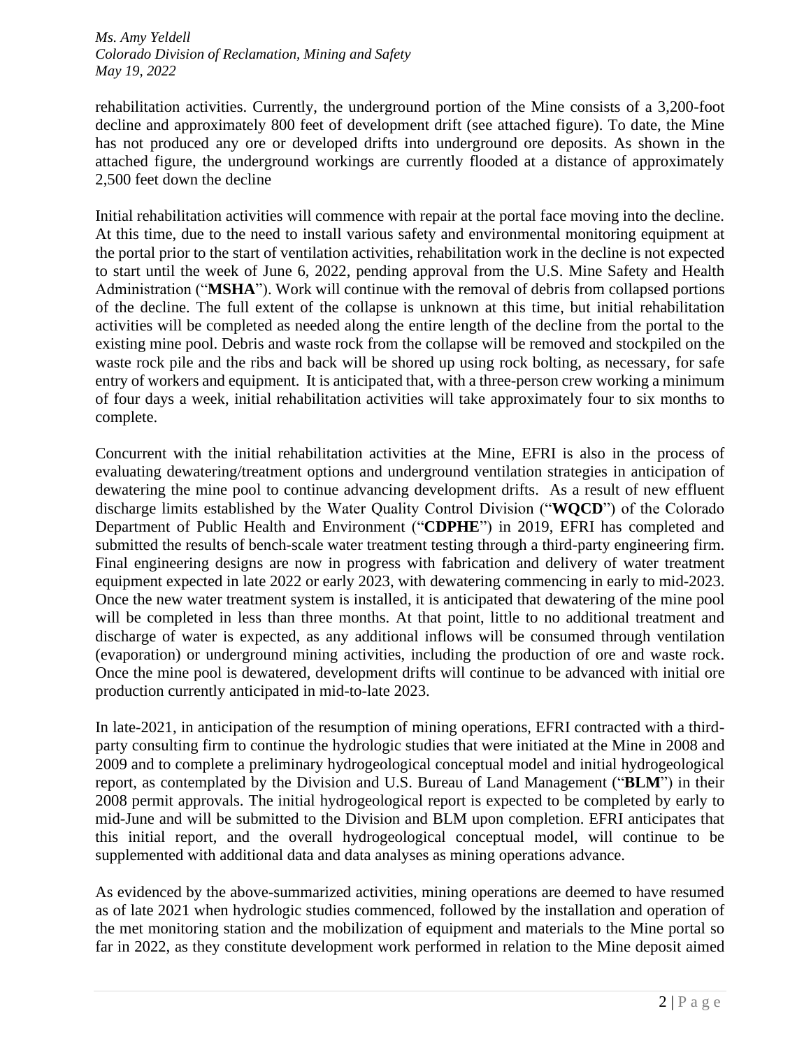rehabilitation activities. Currently, the underground portion of the Mine consists of a 3,200-foot decline and approximately 800 feet of development drift (see attached figure). To date, the Mine has not produced any ore or developed drifts into underground ore deposits. As shown in the attached figure, the underground workings are currently flooded at a distance of approximately 2,500 feet down the decline

Initial rehabilitation activities will commence with repair at the portal face moving into the decline. At this time, due to the need to install various safety and environmental monitoring equipment at the portal prior to the start of ventilation activities, rehabilitation work in the decline is not expected to start until the week of June 6, 2022, pending approval from the U.S. Mine Safety and Health Administration ("**MSHA**"). Work will continue with the removal of debris from collapsed portions of the decline. The full extent of the collapse is unknown at this time, but initial rehabilitation activities will be completed as needed along the entire length of the decline from the portal to the existing mine pool. Debris and waste rock from the collapse will be removed and stockpiled on the waste rock pile and the ribs and back will be shored up using rock bolting, as necessary, for safe entry of workers and equipment. It is anticipated that, with a three-person crew working a minimum of four days a week, initial rehabilitation activities will take approximately four to six months to complete.

Concurrent with the initial rehabilitation activities at the Mine, EFRI is also in the process of evaluating dewatering/treatment options and underground ventilation strategies in anticipation of dewatering the mine pool to continue advancing development drifts. As a result of new effluent discharge limits established by the Water Quality Control Division ("**WQCD**") of the Colorado Department of Public Health and Environment ("**CDPHE**") in 2019, EFRI has completed and submitted the results of bench-scale water treatment testing through a third-party engineering firm. Final engineering designs are now in progress with fabrication and delivery of water treatment equipment expected in late 2022 or early 2023, with dewatering commencing in early to mid-2023. Once the new water treatment system is installed, it is anticipated that dewatering of the mine pool will be completed in less than three months. At that point, little to no additional treatment and discharge of water is expected, as any additional inflows will be consumed through ventilation (evaporation) or underground mining activities, including the production of ore and waste rock. Once the mine pool is dewatered, development drifts will continue to be advanced with initial ore production currently anticipated in mid-to-late 2023.

In late-2021, in anticipation of the resumption of mining operations, EFRI contracted with a third-party consulting firm to continue the hydrologic studies that were initiated at the Mine in 2008 and 2009 and to complete a preliminary hydrogeological conceptual model and initial hydrogeological report, as contemplated by the Division and U.S. Bureau of Land Management ("**BLM**") in their 2008 permit approvals. The initial hydrogeological report is expected to be completed by early to mid-June and will be submitted to the Division and BLM upon completion. EFRI anticipates that this initial report, and the overall hydrogeological conceptual model, will continue to be supplemented with additional data and data analyses as mining operations advance.

As evidenced by the above-summarized activities, mining operations are deemed to have resumed as of late 2021 when hydrologic studies commenced, followed by the installation and operation of the met monitoring station and the mobilization of equipment and materials to the Mine portal so far in 2022, as they constitute development work performed in relation to the Mine deposit aimed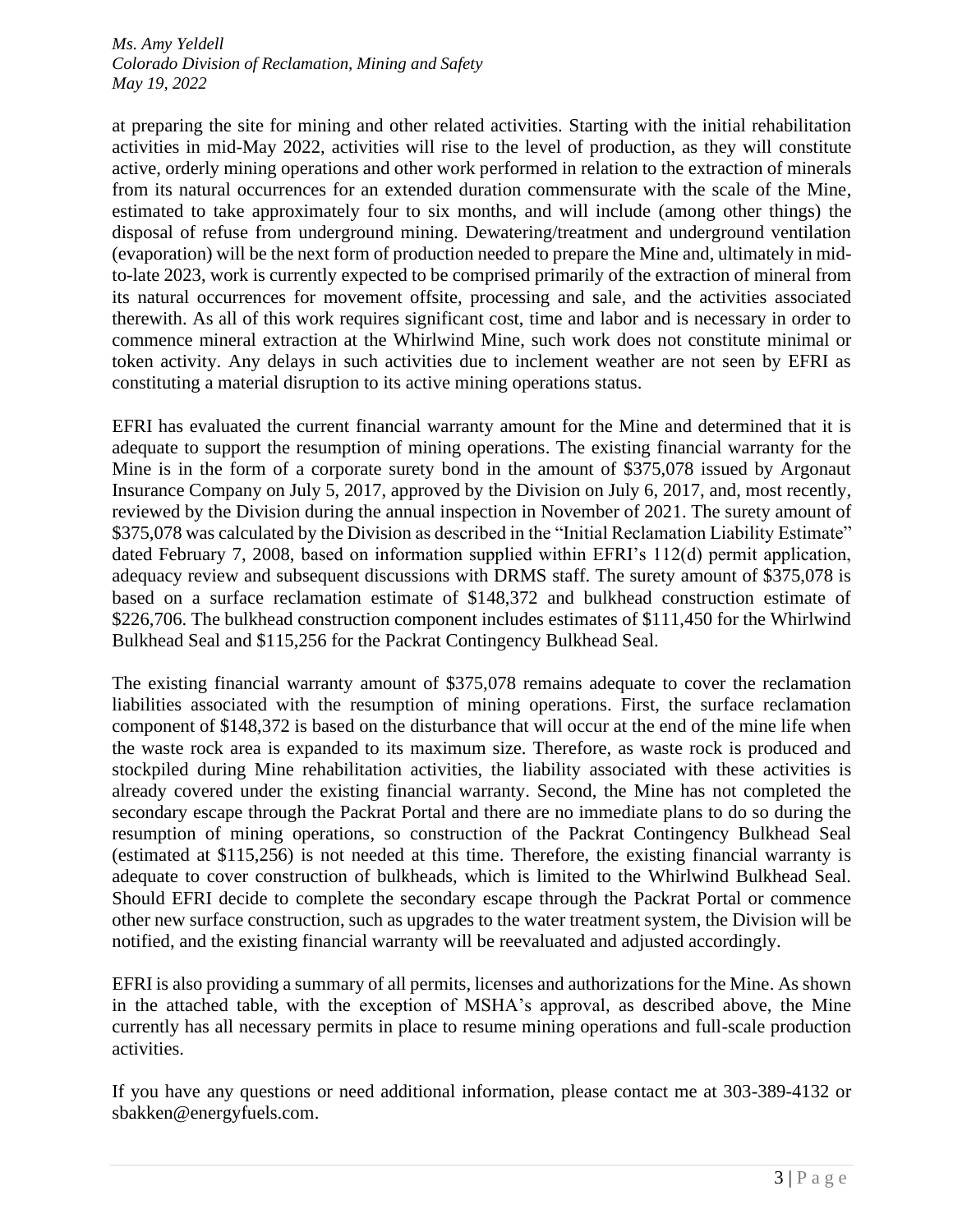at preparing the site for mining and other related activities. Starting with the initial rehabilitation activities in mid-May 2022, activities will rise to the level of production, as they will constitute active, orderly mining operations and other work performed in relation to the extraction of minerals from its natural occurrences for an extended duration commensurate with the scale of the Mine, estimated to take approximately four to six months, and will include (among other things) the disposal of refuse from underground mining. Dewatering/treatment and underground ventilation (evaporation) will be the next form of production needed to prepare the Mine and, ultimately in mid-to-late 2023, work is currently expected to be comprised primarily of the extraction of mineral from its natural occurrences for movement offsite, processing and sale, and the activities associated therewith. As all of this work requires significant cost, time and labor and is necessary in order to commence mineral extraction at the Whirlwind Mine, such work does not constitute minimal or token activity. Any delays in such activities due to inclement weather are not seen by EFRI as constituting a material disruption to its active mining operations status.

EFRI has evaluated the current financial warranty amount for the Mine and determined that it is adequate to support the resumption of mining operations. The existing financial warranty for the Mine is in the form of a corporate surety bond in the amount of $375,078 issued by Argonaut Insurance Company on July 5, 2017, approved by the Division on July 6, 2017, and, most recently, reviewed by the Division during the annual inspection in November of 2021. The surety amount of $375,078 was calculated by the Division as described in the "Initial Reclamation Liability Estimate" dated February 7, 2008, based on information supplied within EFRI's 112(d) permit application, adequacy review and subsequent discussions with DRMS staff. The surety amount of $375,078 is based on a surface reclamation estimate of $148,372 and bulkhead construction estimate of $226,706. The bulkhead construction component includes estimates of $111,450 for the Whirlwind Bulkhead Seal and $115,256 for the Packrat Contingency Bulkhead Seal.

The existing financial warranty amount of $375,078 remains adequate to cover the reclamation liabilities associated with the resumption of mining operations. First, the surface reclamation component of $148,372 is based on the disturbance that will occur at the end of the mine life when the waste rock area is expanded to its maximum size. Therefore, as waste rock is produced and stockpiled during Mine rehabilitation activities, the liability associated with these activities is already covered under the existing financial warranty. Second, the Mine has not completed the secondary escape through the Packrat Portal and there are no immediate plans to do so during the resumption of mining operations, so construction of the Packrat Contingency Bulkhead Seal (estimated at $115,256) is not needed at this time. Therefore, the existing financial warranty is adequate to cover construction of bulkheads, which is limited to the Whirlwind Bulkhead Seal. Should EFRI decide to complete the secondary escape through the Packrat Portal or commence other new surface construction, such as upgrades to the water treatment system, the Division will be notified, and the existing financial warranty will be reevaluated and adjusted accordingly.

EFRI is also providing a summary of all permits, licenses and authorizations for the Mine. As shown in the attached table, with the exception of MSHA's approval, as described above, the Mine currently has all necessary permits in place to resume mining operations and full-scale production activities.

If you have any questions or need additional information, please contact me at 303-389-4132 or sbakken@energyfuels.com.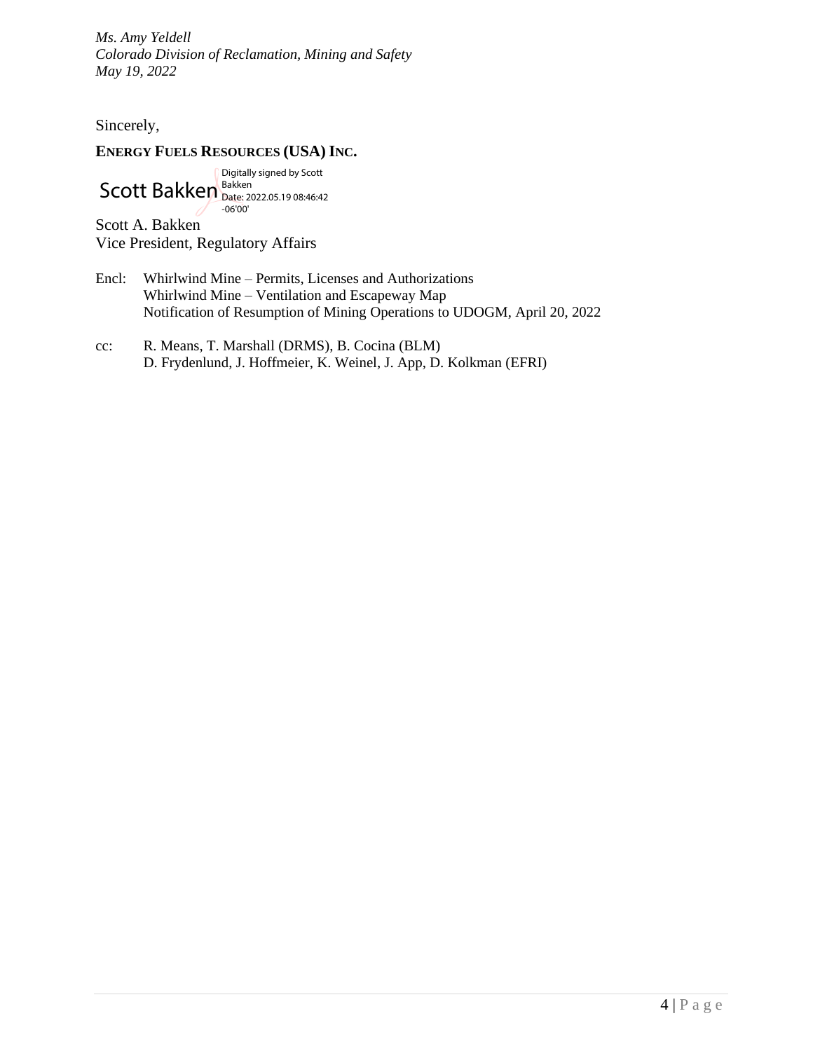Sincerely,

**ENERGY FUELS RESOURCES (USA) INC.**

Scott Bakken Digitally signed by Scott Bakken Date: 2022.05.19 08:46:42 -06'00'

Scott A. Bakken
Vice President, Regulatory Affairs

Encl: Whirlwind Mine – Permits, Licenses and Authorizations
Whirlwind Mine – Ventilation and Escapeway Map
Notification of Resumption of Mining Operations to UDOGM, April 20, 2022

cc: R. Means, T. Marshall (DRMS), B. Cocina (BLM)
D. Frydenlund, J. Hoffmeier, K. Weinel, J. App, D. Kolkman (EFRI)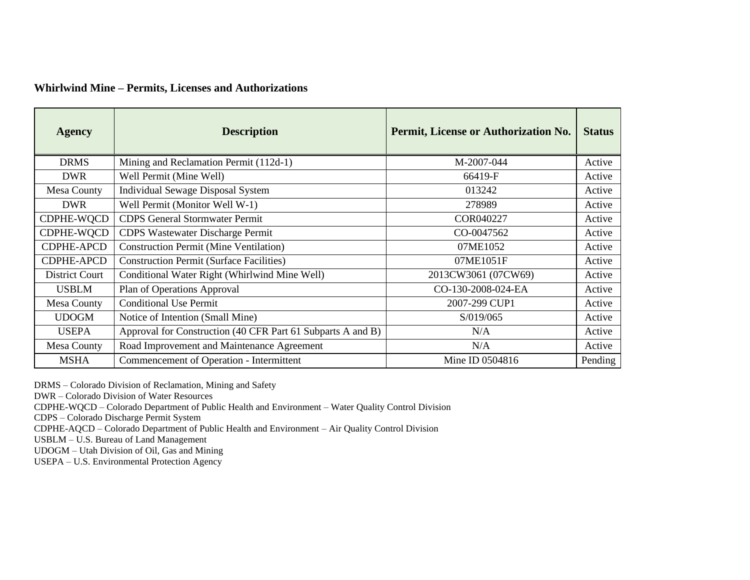**Whirlwind Mine – Permits, Licenses and Authorizations**

| Agency | Description | Permit, License or Authorization No. | Status |
|---|---|---|---|
| DRMS | Mining and Reclamation Permit (112d-1) | M-2007-044 | Active |
| DWR | Well Permit (Mine Well) | 66419-F | Active |
| Mesa County | Individual Sewage Disposal System | 013242 | Active |
| DWR | Well Permit (Monitor Well W-1) | 278989 | Active |
| CDPHE-WQCD | CDPS General Stormwater Permit | COR040227 | Active |
| CDPHE-WQCD | CDPS Wastewater Discharge Permit | CO-0047562 | Active |
| CDPHE-APCD | Construction Permit (Mine Ventilation) | 07ME1052 | Active |
| CDPHE-APCD | Construction Permit (Surface Facilities) | 07ME1051F | Active |
| District Court | Conditional Water Right (Whirlwind Mine Well) | 2013CW3061 (07CW69) | Active |
| USBLM | Plan of Operations Approval | CO-130-2008-024-EA | Active |
| Mesa County | Conditional Use Permit | 2007-299 CUP1 | Active |
| UDOGM | Notice of Intention (Small Mine) | S/019/065 | Active |
| USEPA | Approval for Construction (40 CFR Part 61 Subparts A and B) | N/A | Active |
| Mesa County | Road Improvement and Maintenance Agreement | N/A | Active |
| MSHA | Commencement of Operation - Intermittent | Mine ID 0504816 | Pending |

DRMS – Colorado Division of Reclamation, Mining and Safety
DWR – Colorado Division of Water Resources
CDPHE-WQCD – Colorado Department of Public Health and Environment – Water Quality Control Division
CDPS – Colorado Discharge Permit System
CDPHE-AQCD – Colorado Department of Public Health and Environment – Air Quality Control Division
USBLM – U.S. Bureau of Land Management
UDOGM – Utah Division of Oil, Gas and Mining
USEPA – U.S. Environmental Protection Agency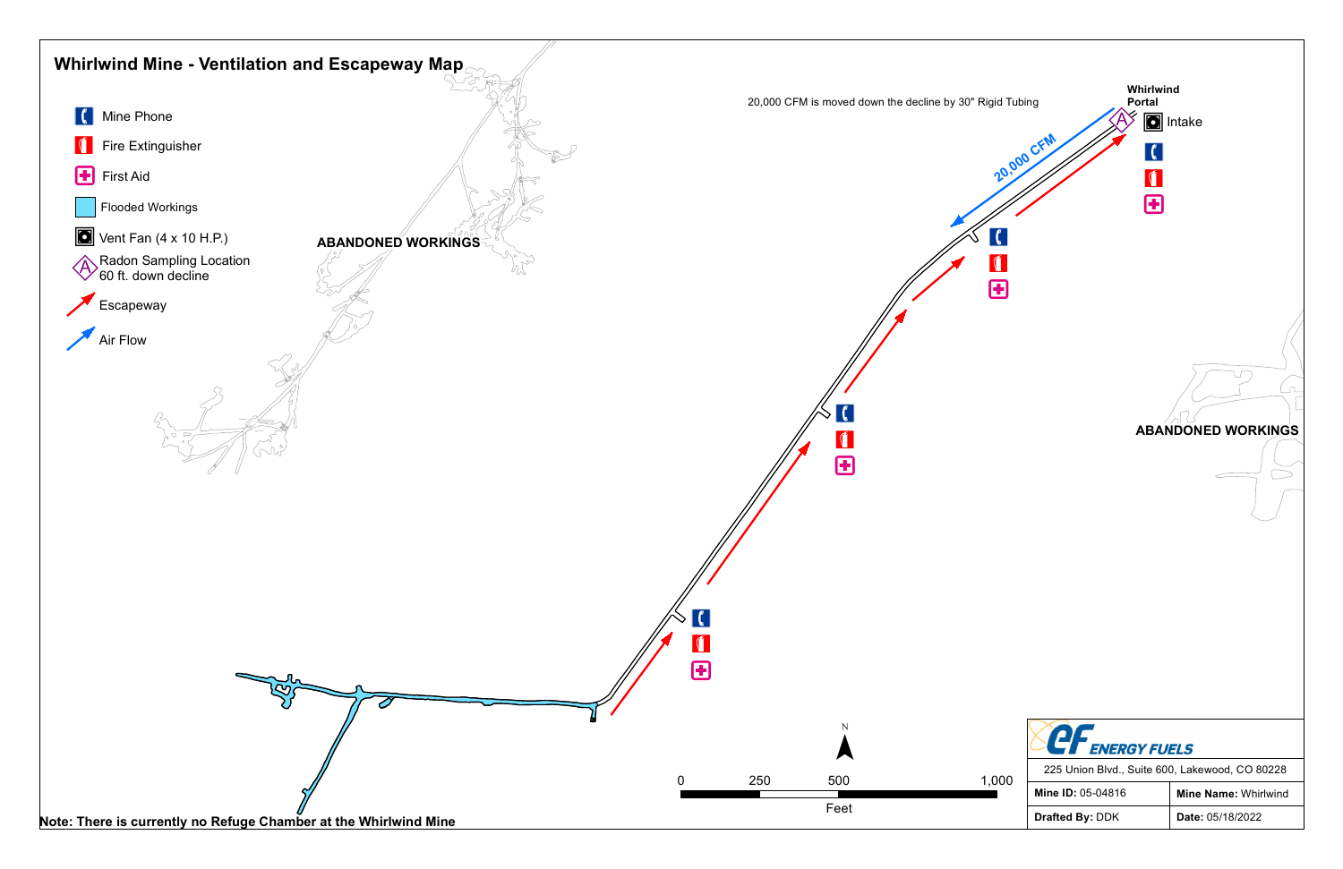# Whirlwind Mine - Ventilation and Escapeway Map

Mine Phone

Fire Extinguisher

First Aid

Flooded Workings

Vent Fan (4 x 10 H.P.)

Radon Sampling Location 60 ft. down decline

Escapeway

Air Flow

ABANDONED WORKINGS

20,000 CFM is moved down the decline by 30" Rigid Tubing

20,000 CFM

Whirlwind Portal

Intake

ABANDONED WORKINGS

N

0 250 500 1,000

Feet

ENERGY FUELS

225 Union Blvd., Suite 600, Lakewood, CO 80228

| | |
|---|---|
| **Mine ID:** 05-04816 | **Mine Name:** Whirlwind |
| **Drafted By:** DDK | **Date:** 05/18/2022 |

**Note: There is currently no Refuge Chamber at the Whirlwind Mine**